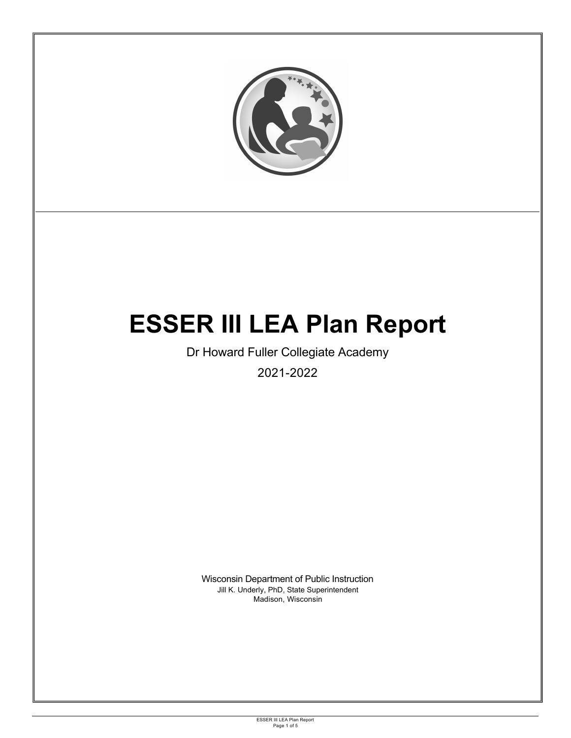# ESSER III LEA Plan Report

Dr Howard Fuller Collegiate Academy

2021-2022

Wisconsin Department of Public Instruction
Jill K. Underly, PhD, State Superintendent
Madison, Wisconsin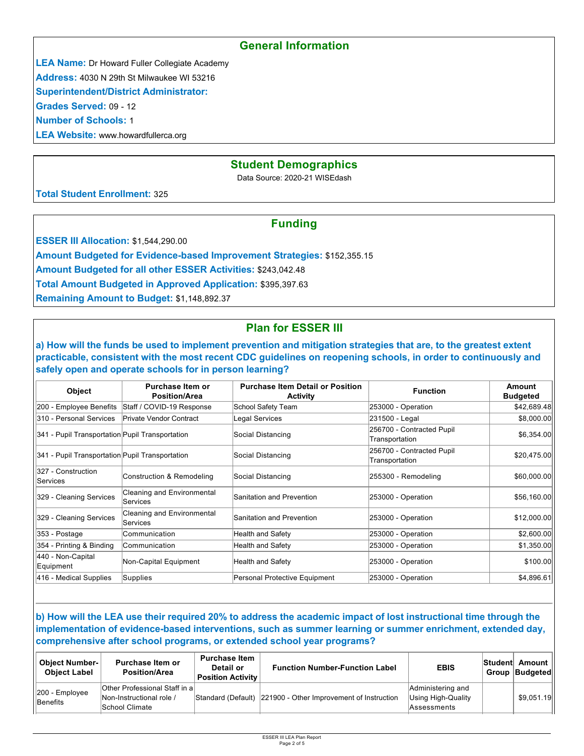## General Information

**LEA Name:** Dr Howard Fuller Collegiate Academy

**Address:** 4030 N 29th St Milwaukee WI 53216

**Superintendent/District Administrator:**

**Grades Served:** 09 - 12

**Number of Schools:** 1

**LEA Website:** www.howardfullerca.org

## Student Demographics

Data Source: 2020-21 WISEdash

**Total Student Enrollment:** 325

## Funding

**ESSER III Allocation:** $1,544,290.00

**Amount Budgeted for Evidence-based Improvement Strategies:** $152,355.15

**Amount Budgeted for all other ESSER Activities:** $243,042.48

**Total Amount Budgeted in Approved Application:** $395,397.63

**Remaining Amount to Budget:** $1,148,892.37

## Plan for ESSER III

### a) How will the funds be used to implement prevention and mitigation strategies that are, to the greatest extent practicable, consistent with the most recent CDC guidelines on reopening schools, in order to continuously and safely open and operate schools for in person learning?

| Object | Purchase Item or Position/Area | Purchase Item Detail or Position Activity | Function | Amount Budgeted |
|---|---|---|---|---|
| 200 - Employee Benefits | Staff / COVID-19 Response | School Safety Team | 253000 - Operation | $42,689.48 |
| 310 - Personal Services | Private Vendor Contract | Legal Services | 231500 - Legal | $8,000.00 |
| 341 - Pupil Transportation | Pupil Transportation | Social Distancing | 256700 - Contracted Pupil Transportation | $6,354.00 |
| 341 - Pupil Transportation | Pupil Transportation | Social Distancing | 256700 - Contracted Pupil Transportation | $20,475.00 |
| 327 - Construction Services | Construction & Remodeling | Social Distancing | 255300 - Remodeling | $60,000.00 |
| 329 - Cleaning Services | Cleaning and Environmental Services | Sanitation and Prevention | 253000 - Operation | $56,160.00 |
| 329 - Cleaning Services | Cleaning and Environmental Services | Sanitation and Prevention | 253000 - Operation | $12,000.00 |
| 353 - Postage | Communication | Health and Safety | 253000 - Operation | $2,600.00 |
| 354 - Printing & Binding | Communication | Health and Safety | 253000 - Operation | $1,350.00 |
| 440 - Non-Capital Equipment | Non-Capital Equipment | Health and Safety | 253000 - Operation | $100.00 |
| 416 - Medical Supplies | Supplies | Personal Protective Equipment | 253000 - Operation | $4,896.61 |

### b) How will the LEA use their required 20% to address the academic impact of lost instructional time through the implementation of evidence-based interventions, such as summer learning or summer enrichment, extended day, comprehensive after school programs, or extended school year programs?

| Object Number-Object Label | Purchase Item or Position/Area | Purchase Item Detail or Position Activity | Function Number-Function Label | EBIS | Student Group | Amount Budgeted |
|---|---|---|---|---|---|---|
| 200 - Employee Benefits | Other Professional Staff in a Non-Instructional role / School Climate | Standard (Default) | 221900 - Other Improvement of Instruction | Administering and Using High-Quality Assessments | | $9,051.19 |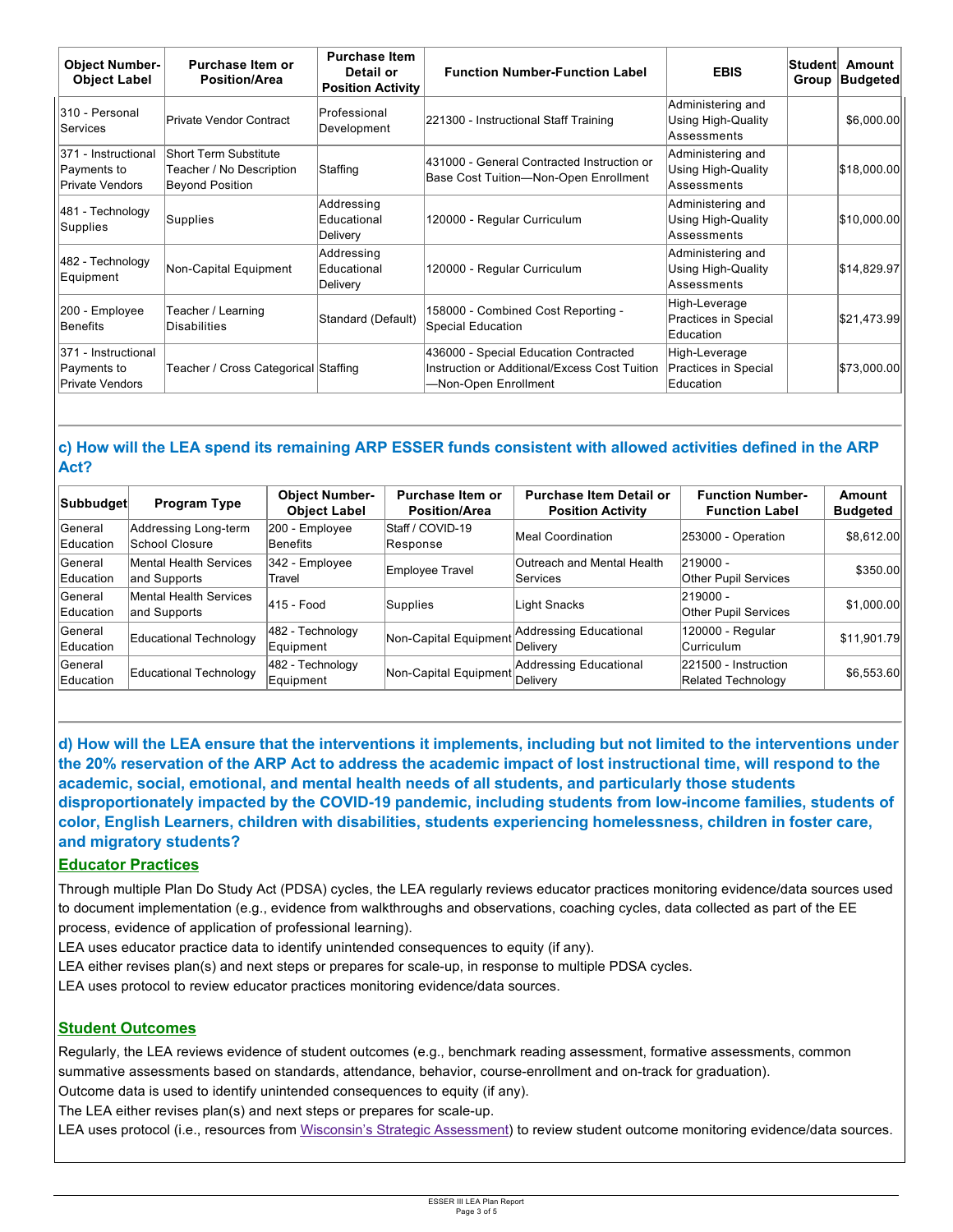| Object Number-Object Label | Purchase Item or Position/Area | Purchase Item Detail or Position Activity | Function Number-Function Label | EBIS | Student Group | Amount Budgeted |
| --- | --- | --- | --- | --- | --- | --- |
| 310 - Personal Services | Private Vendor Contract | Professional Development | 221300 - Instructional Staff Training | Administering and Using High-Quality Assessments | | $6,000.00 |
| 371 - Instructional Payments to Private Vendors | Short Term Substitute Teacher / No Description Beyond Position | Staffing | 431000 - General Contracted Instruction or Base Cost Tuition—Non-Open Enrollment | Administering and Using High-Quality Assessments | | $18,000.00 |
| 481 - Technology Supplies | Supplies | Addressing Educational Delivery | 120000 - Regular Curriculum | Administering and Using High-Quality Assessments | | $10,000.00 |
| 482 - Technology Equipment | Non-Capital Equipment | Addressing Educational Delivery | 120000 - Regular Curriculum | Administering and Using High-Quality Assessments | | $14,829.97 |
| 200 - Employee Benefits | Teacher / Learning Disabilities | Standard (Default) | 158000 - Combined Cost Reporting - Special Education | High-Leverage Practices in Special Education | | $21,473.99 |
| 371 - Instructional Payments to Private Vendors | Teacher / Cross Categorical | Staffing | 436000 - Special Education Contracted Instruction or Additional/Excess Cost Tuition—Non-Open Enrollment | High-Leverage Practices in Special Education | | $73,000.00 |

### c) How will the LEA spend its remaining ARP ESSER funds consistent with allowed activities defined in the ARP Act?

| Subbudget | Program Type | Object Number-Object Label | Purchase Item or Position/Area | Purchase Item Detail or Position Activity | Function Number-Function Label | Amount Budgeted |
| --- | --- | --- | --- | --- | --- | --- |
| General Education | Addressing Long-term School Closure | 200 - Employee Benefits | Staff / COVID-19 Response | Meal Coordination | 253000 - Operation | $8,612.00 |
| General Education | Mental Health Services and Supports | 342 - Employee Travel | Employee Travel | Outreach and Mental Health Services | 219000 - Other Pupil Services | $350.00 |
| General Education | Mental Health Services and Supports | 415 - Food | Supplies | Light Snacks | 219000 - Other Pupil Services | $1,000.00 |
| General Education | Educational Technology | 482 - Technology Equipment | Non-Capital Equipment | Addressing Educational Delivery | 120000 - Regular Curriculum | $11,901.79 |
| General Education | Educational Technology | 482 - Technology Equipment | Non-Capital Equipment | Addressing Educational Delivery | 221500 - Instruction Related Technology | $6,553.60 |

### d) How will the LEA ensure that the interventions it implements, including but not limited to the interventions under the 20% reservation of the ARP Act to address the academic impact of lost instructional time, will respond to the academic, social, emotional, and mental health needs of all students, and particularly those students disproportionately impacted by the COVID-19 pandemic, including students from low-income families, students of color, English Learners, children with disabilities, students experiencing homelessness, children in foster care, and migratory students?

#### Educator Practices

Through multiple Plan Do Study Act (PDSA) cycles, the LEA regularly reviews educator practices monitoring evidence/data sources used to document implementation (e.g., evidence from walkthroughs and observations, coaching cycles, data collected as part of the EE process, evidence of application of professional learning).
LEA uses educator practice data to identify unintended consequences to equity (if any).
LEA either revises plan(s) and next steps or prepares for scale-up, in response to multiple PDSA cycles.
LEA uses protocol to review educator practices monitoring evidence/data sources.

#### Student Outcomes

Regularly, the LEA reviews evidence of student outcomes (e.g., benchmark reading assessment, formative assessments, common summative assessments based on standards, attendance, behavior, course-enrollment and on-track for graduation).
Outcome data is used to identify unintended consequences to equity (if any).
The LEA either revises plan(s) and next steps or prepares for scale-up.
LEA uses protocol (i.e., resources from Wisconsin's Strategic Assessment) to review student outcome monitoring evidence/data sources.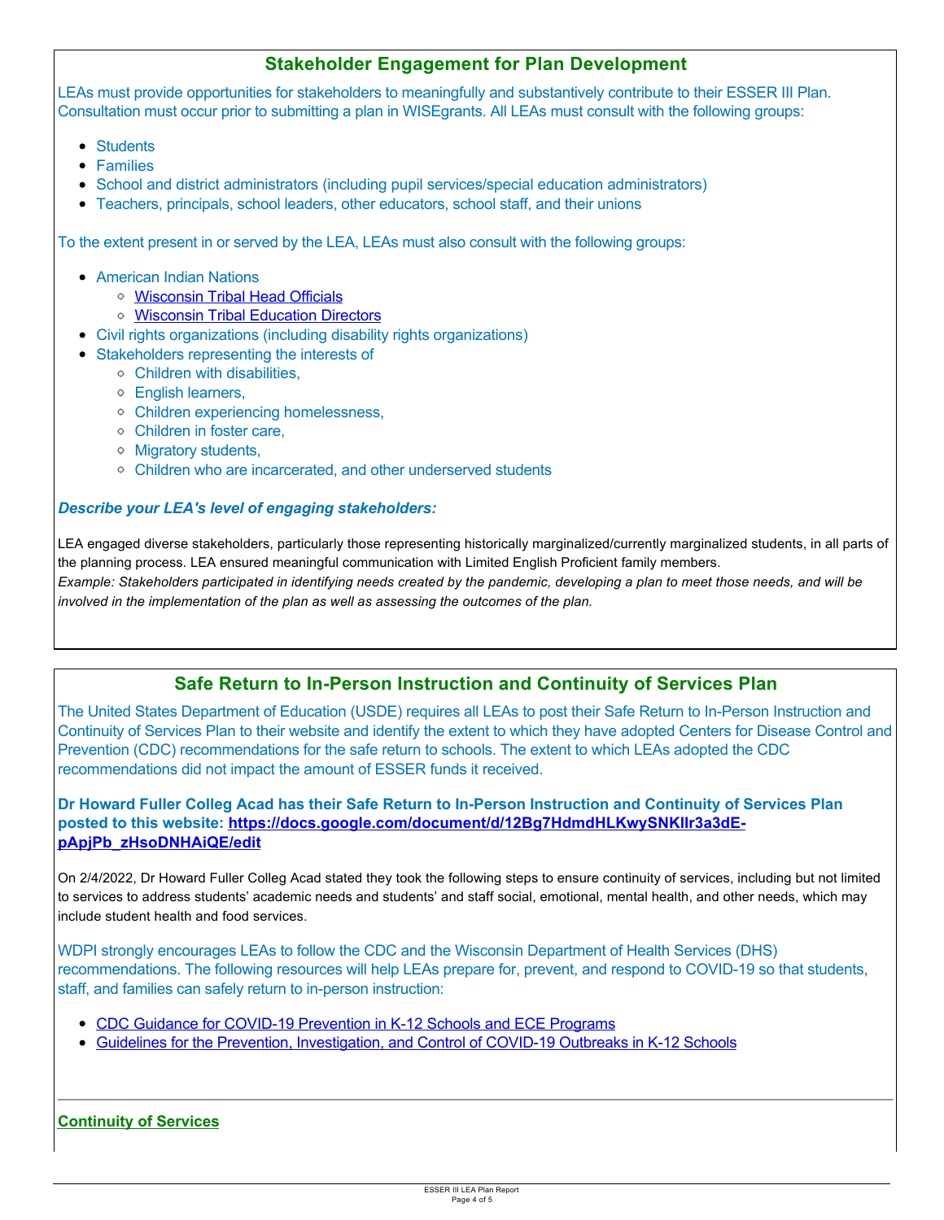## Stakeholder Engagement for Plan Development

LEAs must provide opportunities for stakeholders to meaningfully and substantively contribute to their ESSER III Plan. Consultation must occur prior to submitting a plan in WISEgrants. All LEAs must consult with the following groups:

- Students
- Families
- School and district administrators (including pupil services/special education administrators)
- Teachers, principals, school leaders, other educators, school staff, and their unions

To the extent present in or served by the LEA, LEAs must also consult with the following groups:

- American Indian Nations
  - Wisconsin Tribal Head Officials
  - Wisconsin Tribal Education Directors
- Civil rights organizations (including disability rights organizations)
- Stakeholders representing the interests of
  - Children with disabilities,
  - English learners,
  - Children experiencing homelessness,
  - Children in foster care,
  - Migratory students,
  - Children who are incarcerated, and other underserved students

***Describe your LEA's level of engaging stakeholders:***

LEA engaged diverse stakeholders, particularly those representing historically marginalized/currently marginalized students, in all parts of the planning process. LEA ensured meaningful communication with Limited English Proficient family members.
*Example: Stakeholders participated in identifying needs created by the pandemic, developing a plan to meet those needs, and will be involved in the implementation of the plan as well as assessing the outcomes of the plan.*

## Safe Return to In-Person Instruction and Continuity of Services Plan

The United States Department of Education (USDE) requires all LEAs to post their Safe Return to In-Person Instruction and Continuity of Services Plan to their website and identify the extent to which they have adopted Centers for Disease Control and Prevention (CDC) recommendations for the safe return to schools. The extent to which LEAs adopted the CDC recommendations did not impact the amount of ESSER funds it received.

**Dr Howard Fuller Colleg Acad has their Safe Return to In-Person Instruction and Continuity of Services Plan posted to this website: https://docs.google.com/document/d/12Bg7HdmdHLKwySNKIlr3a3dE-pApjPb_zHsoDNHAiQE/edit**

On 2/4/2022, Dr Howard Fuller Colleg Acad stated they took the following steps to ensure continuity of services, including but not limited to services to address students' academic needs and students' and staff social, emotional, mental health, and other needs, which may include student health and food services.

WDPI strongly encourages LEAs to follow the CDC and the Wisconsin Department of Health Services (DHS) recommendations. The following resources will help LEAs prepare for, prevent, and respond to COVID-19 so that students, staff, and families can safely return to in-person instruction:

- CDC Guidance for COVID-19 Prevention in K-12 Schools and ECE Programs
- Guidelines for the Prevention, Investigation, and Control of COVID-19 Outbreaks in K-12 Schools

### Continuity of Services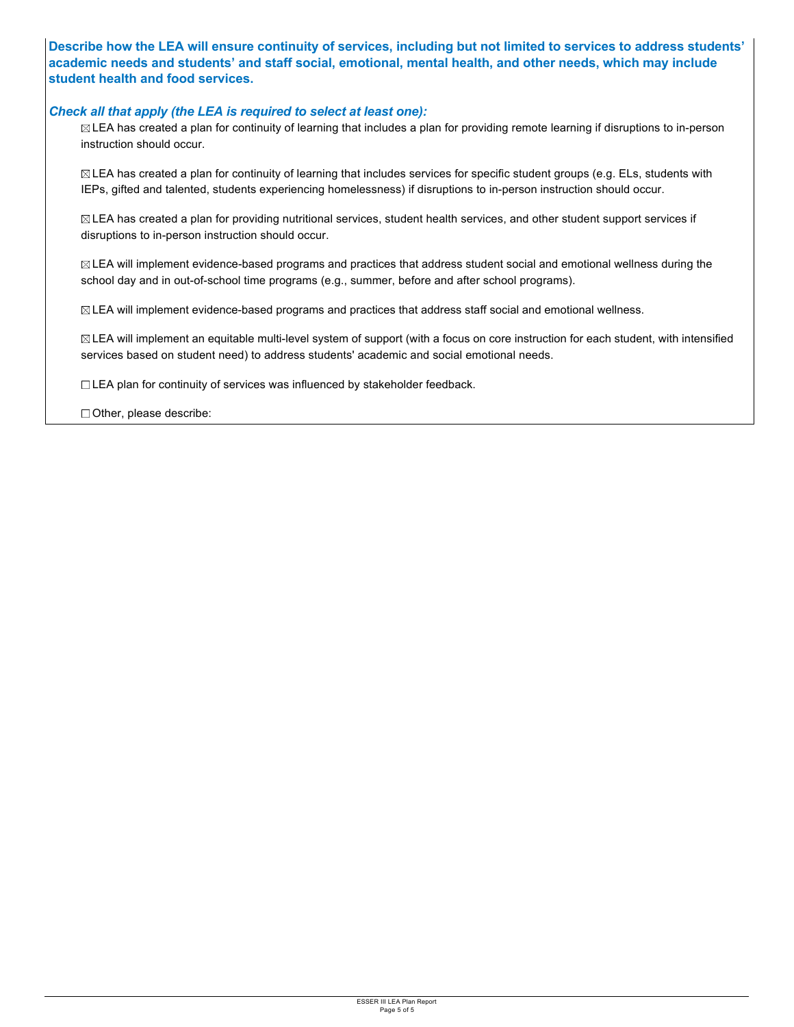**Describe how the LEA will ensure continuity of services, including but not limited to services to address students' academic needs and students' and staff social, emotional, mental health, and other needs, which may include student health and food services.**

***Check all that apply (the LEA is required to select at least one):***

☒ LEA has created a plan for continuity of learning that includes a plan for providing remote learning if disruptions to in-person instruction should occur.

☒ LEA has created a plan for continuity of learning that includes services for specific student groups (e.g. ELs, students with IEPs, gifted and talented, students experiencing homelessness) if disruptions to in-person instruction should occur.

☒ LEA has created a plan for providing nutritional services, student health services, and other student support services if disruptions to in-person instruction should occur.

☒ LEA will implement evidence-based programs and practices that address student social and emotional wellness during the school day and in out-of-school time programs (e.g., summer, before and after school programs).

☒ LEA will implement evidence-based programs and practices that address staff social and emotional wellness.

☒ LEA will implement an equitable multi-level system of support (with a focus on core instruction for each student, with intensified services based on student need) to address students' academic and social emotional needs.

☐ LEA plan for continuity of services was influenced by stakeholder feedback.

☐ Other, please describe: